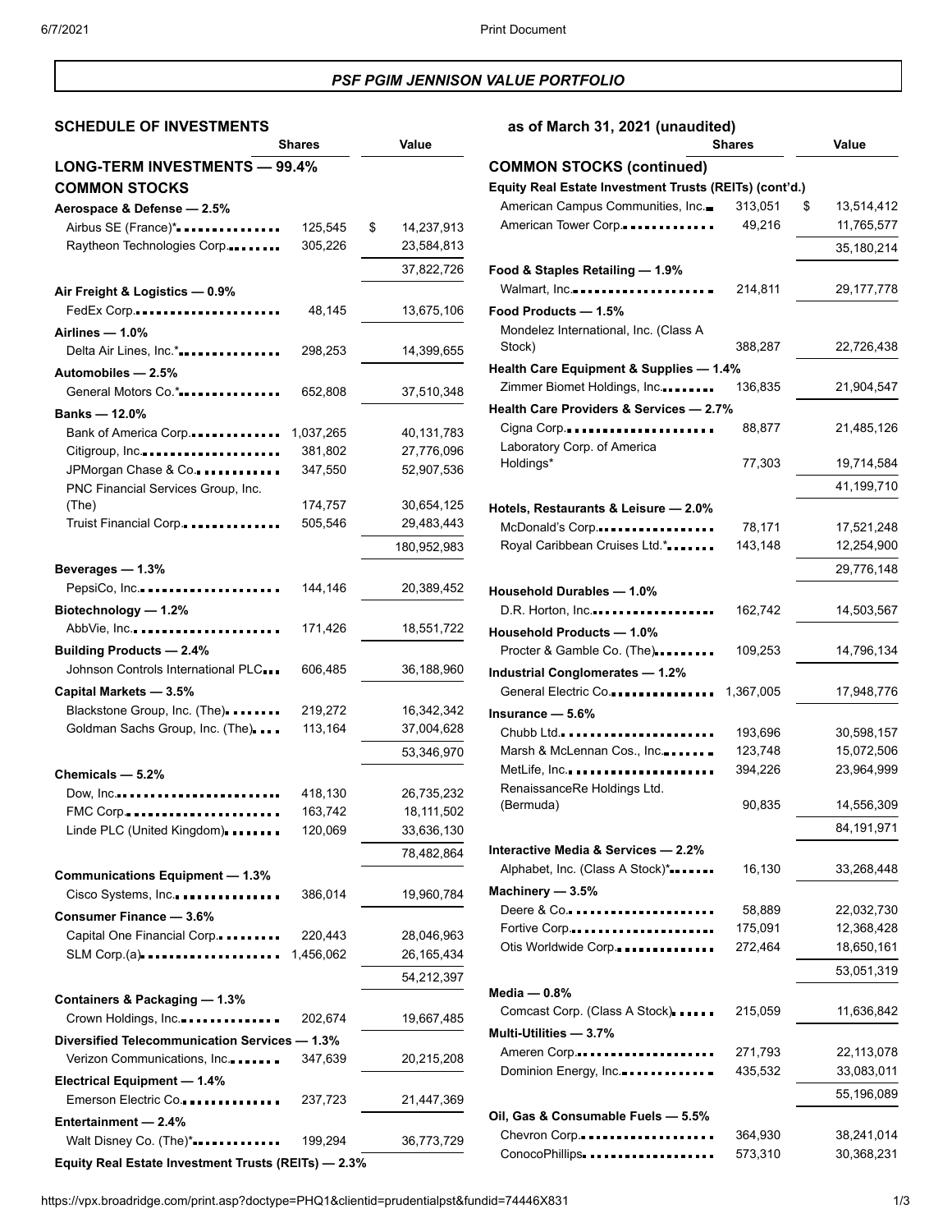## PSF PGIM JENNISON VALUE PORTFOLIO

### SCHEDULE OF INVESTMENTS as of March 31, 2021 (unaudited)

| | Shares | Value |
|---|---|---|
| **LONG-TERM INVESTMENTS — 99.4%** | | |
| **COMMON STOCKS** | | |
| **Aerospace & Defense — 2.5%** | | |
| Airbus SE (France)* | 125,545 | $ 14,237,913 |
| Raytheon Technologies Corp. | 305,226 | 23,584,813 |
| | | 37,822,726 |
| **Air Freight & Logistics — 0.9%** | | |
| FedEx Corp. | 48,145 | 13,675,106 |
| **Airlines — 1.0%** | | |
| Delta Air Lines, Inc.* | 298,253 | 14,399,655 |
| **Automobiles — 2.5%** | | |
| General Motors Co.* | 652,808 | 37,510,348 |
| **Banks — 12.0%** | | |
| Bank of America Corp. | 1,037,265 | 40,131,783 |
| Citigroup, Inc. | 381,802 | 27,776,096 |
| JPMorgan Chase & Co. | 347,550 | 52,907,536 |
| PNC Financial Services Group, Inc. (The) | 174,757 | 30,654,125 |
| Truist Financial Corp. | 505,546 | 29,483,443 |
| | | 180,952,983 |
| **Beverages — 1.3%** | | |
| PepsiCo, Inc. | 144,146 | 20,389,452 |
| **Biotechnology — 1.2%** | | |
| AbbVie, Inc. | 171,426 | 18,551,722 |
| **Building Products — 2.4%** | | |
| Johnson Controls International PLC | 606,485 | 36,188,960 |
| **Capital Markets — 3.5%** | | |
| Blackstone Group, Inc. (The) | 219,272 | 16,342,342 |
| Goldman Sachs Group, Inc. (The) | 113,164 | 37,004,628 |
| | | 53,346,970 |
| **Chemicals — 5.2%** | | |
| Dow, Inc. | 418,130 | 26,735,232 |
| FMC Corp. | 163,742 | 18,111,502 |
| Linde PLC (United Kingdom) | 120,069 | 33,636,130 |
| | | 78,482,864 |
| **Communications Equipment — 1.3%** | | |
| Cisco Systems, Inc. | 386,014 | 19,960,784 |
| **Consumer Finance — 3.6%** | | |
| Capital One Financial Corp. | 220,443 | 28,046,963 |
| SLM Corp.(a) | 1,456,062 | 26,165,434 |
| | | 54,212,397 |
| **Containers & Packaging — 1.3%** | | |
| Crown Holdings, Inc. | 202,674 | 19,667,485 |
| **Diversified Telecommunication Services — 1.3%** | | |
| Verizon Communications, Inc. | 347,639 | 20,215,208 |
| **Electrical Equipment — 1.4%** | | |
| Emerson Electric Co. | 237,723 | 21,447,369 |
| **Entertainment — 2.4%** | | |
| Walt Disney Co. (The)* | 199,294 | 36,773,729 |
| **Equity Real Estate Investment Trusts (REITs) — 2.3%** | | |
| American Campus Communities, Inc. | 313,051 | $ 13,514,412 |
| American Tower Corp. | 49,216 | 11,765,577 |
| | | 35,180,214 |
| **Food & Staples Retailing — 1.9%** | | |
| Walmart, Inc. | 214,811 | 29,177,778 |
| **Food Products — 1.5%** | | |
| Mondelez International, Inc. (Class A Stock) | 388,287 | 22,726,438 |
| **Health Care Equipment & Supplies — 1.4%** | | |
| Zimmer Biomet Holdings, Inc. | 136,835 | 21,904,547 |
| **Health Care Providers & Services — 2.7%** | | |
| Cigna Corp. | 88,877 | 21,485,126 |
| Laboratory Corp. of America Holdings* | 77,303 | 19,714,584 |
| | | 41,199,710 |
| **Hotels, Restaurants & Leisure — 2.0%** | | |
| McDonald's Corp. | 78,171 | 17,521,248 |
| Royal Caribbean Cruises Ltd.* | 143,148 | 12,254,900 |
| | | 29,776,148 |
| **Household Durables — 1.0%** | | |
| D.R. Horton, Inc. | 162,742 | 14,503,567 |
| **Household Products — 1.0%** | | |
| Procter & Gamble Co. (The) | 109,253 | 14,796,134 |
| **Industrial Conglomerates — 1.2%** | | |
| General Electric Co. | 1,367,005 | 17,948,776 |
| **Insurance — 5.6%** | | |
| Chubb Ltd. | 193,696 | 30,598,157 |
| Marsh & McLennan Cos., Inc. | 123,748 | 15,072,506 |
| MetLife, Inc. | 394,226 | 23,964,999 |
| RenaissanceRe Holdings Ltd. (Bermuda) | 90,835 | 14,556,309 |
| | | 84,191,971 |
| **Interactive Media & Services — 2.2%** | | |
| Alphabet, Inc. (Class A Stock)* | 16,130 | 33,268,448 |
| **Machinery — 3.5%** | | |
| Deere & Co. | 58,889 | 22,032,730 |
| Fortive Corp. | 175,091 | 12,368,428 |
| Otis Worldwide Corp. | 272,464 | 18,650,161 |
| | | 53,051,319 |
| **Media — 0.8%** | | |
| Comcast Corp. (Class A Stock) | 215,059 | 11,636,842 |
| **Multi-Utilities — 3.7%** | | |
| Ameren Corp. | 271,793 | 22,113,078 |
| Dominion Energy, Inc. | 435,532 | 33,083,011 |
| | | 55,196,089 |
| **Oil, Gas & Consumable Fuels — 5.5%** | | |
| Chevron Corp. | 364,930 | 38,241,014 |
| ConocoPhillips | 573,310 | 30,368,231 |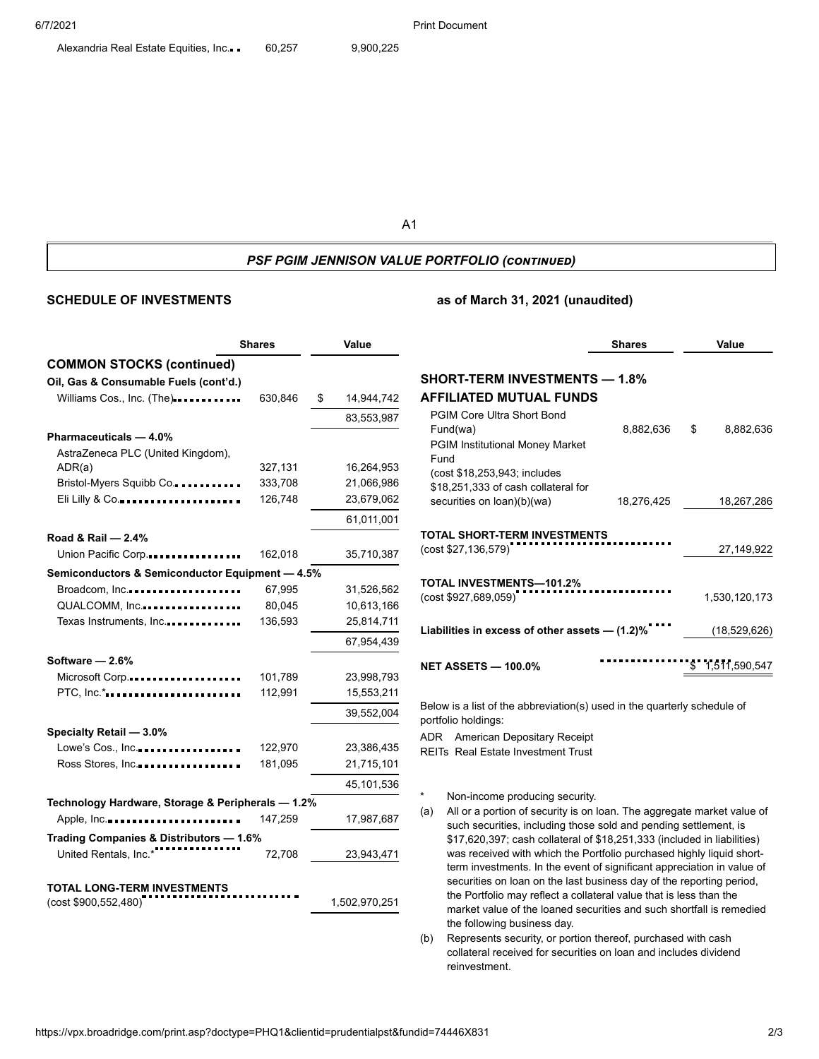| | Shares | Value |
|---|---|---|
| Alexandria Real Estate Equities, Inc. | 60,257 | 9,900,225 |

## *PSF PGIM JENNISON VALUE PORTFOLIO (CONTINUED)*

**SCHEDULE OF INVESTMENTS** **as of March 31, 2021 (unaudited)**

| | Shares | Value |
|---|---|---|
| **COMMON STOCKS (continued)** | | |
| **Oil, Gas & Consumable Fuels (cont'd.)** | | |
| Williams Cos., Inc. (The) | 630,846 | $ 14,944,742 |
| | | 83,553,987 |
| **Pharmaceuticals — 4.0%** | | |
| AstraZeneca PLC (United Kingdom), ADR(a) | 327,131 | 16,264,953 |
| Bristol-Myers Squibb Co. | 333,708 | 21,066,986 |
| Eli Lilly & Co. | 126,748 | 23,679,062 |
| | | 61,011,001 |
| **Road & Rail — 2.4%** | | |
| Union Pacific Corp. | 162,018 | 35,710,387 |
| **Semiconductors & Semiconductor Equipment — 4.5%** | | |
| Broadcom, Inc. | 67,995 | 31,526,562 |
| QUALCOMM, Inc. | 80,045 | 10,613,166 |
| Texas Instruments, Inc. | 136,593 | 25,814,711 |
| | | 67,954,439 |
| **Software — 2.6%** | | |
| Microsoft Corp. | 101,789 | 23,998,793 |
| PTC, Inc.* | 112,991 | 15,553,211 |
| | | 39,552,004 |
| **Specialty Retail — 3.0%** | | |
| Lowe's Cos., Inc. | 122,970 | 23,386,435 |
| Ross Stores, Inc. | 181,095 | 21,715,101 |
| | | 45,101,536 |
| **Technology Hardware, Storage & Peripherals — 1.2%** | | |
| Apple, Inc. | 147,259 | 17,987,687 |
| **Trading Companies & Distributors — 1.6%** | | |
| United Rentals, Inc.* | 72,708 | 23,943,471 |
| **TOTAL LONG-TERM INVESTMENTS** (cost $900,552,480) | | 1,502,970,251 |
| **SHORT-TERM INVESTMENTS — 1.8%** | | |
| **AFFILIATED MUTUAL FUNDS** | | |
| PGIM Core Ultra Short Bond Fund(wa) | 8,882,636 | $ 8,882,636 |
| PGIM Institutional Money Market Fund (cost $18,253,943; includes $18,251,333 of cash collateral for securities on loan)(b)(wa) | 18,276,425 | 18,267,286 |
| **TOTAL SHORT-TERM INVESTMENTS** (cost $27,136,579) | | 27,149,922 |
| **TOTAL INVESTMENTS—101.2%** (cost $927,689,059) | | 1,530,120,173 |
| **Liabilities in excess of other assets — (1.2)%** | | (18,529,626) |
| **NET ASSETS — 100.0%** | | $ 1,511,590,547 |

Below is a list of the abbreviation(s) used in the quarterly schedule of portfolio holdings:

ADR American Depositary Receipt
REITs Real Estate Investment Trust

\* Non-income producing security.

(a) All or a portion of security is on loan. The aggregate market value of such securities, including those sold and pending settlement, is $17,620,397; cash collateral of $18,251,333 (included in liabilities) was received with which the Portfolio purchased highly liquid short-term investments. In the event of significant appreciation in value of securities on loan on the last business day of the reporting period, the Portfolio may reflect a collateral value that is less than the market value of the loaned securities and such shortfall is remedied the following business day.

(b) Represents security, or portion thereof, purchased with cash collateral received for securities on loan and includes dividend reinvestment.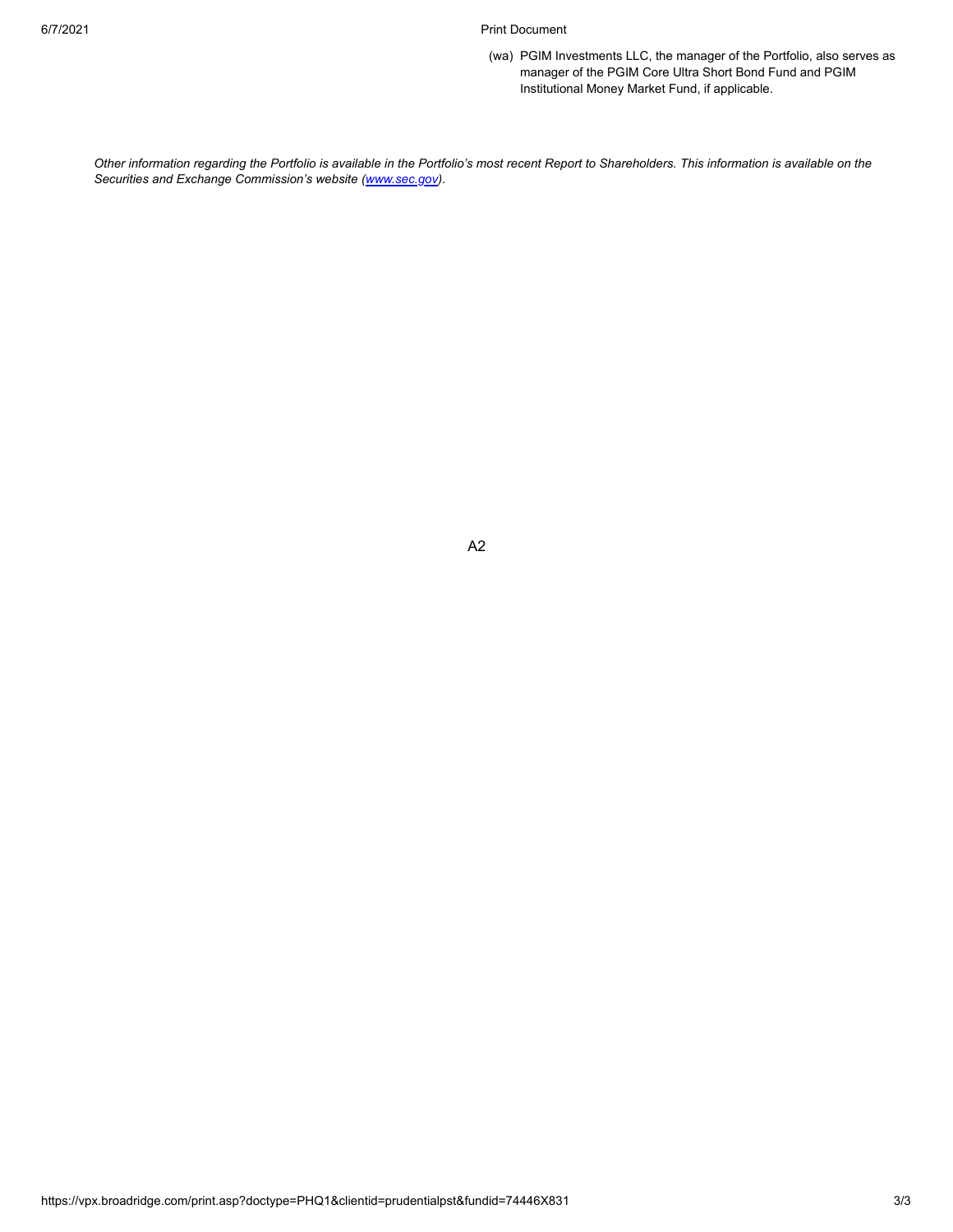(wa) PGIM Investments LLC, the manager of the Portfolio, also serves as manager of the PGIM Core Ultra Short Bond Fund and PGIM Institutional Money Market Fund, if applicable.

*Other information regarding the Portfolio is available in the Portfolio's most recent Report to Shareholders. This information is available on the Securities and Exchange Commission's website ([www.sec.gov](http://www.sec.gov)).*

A2